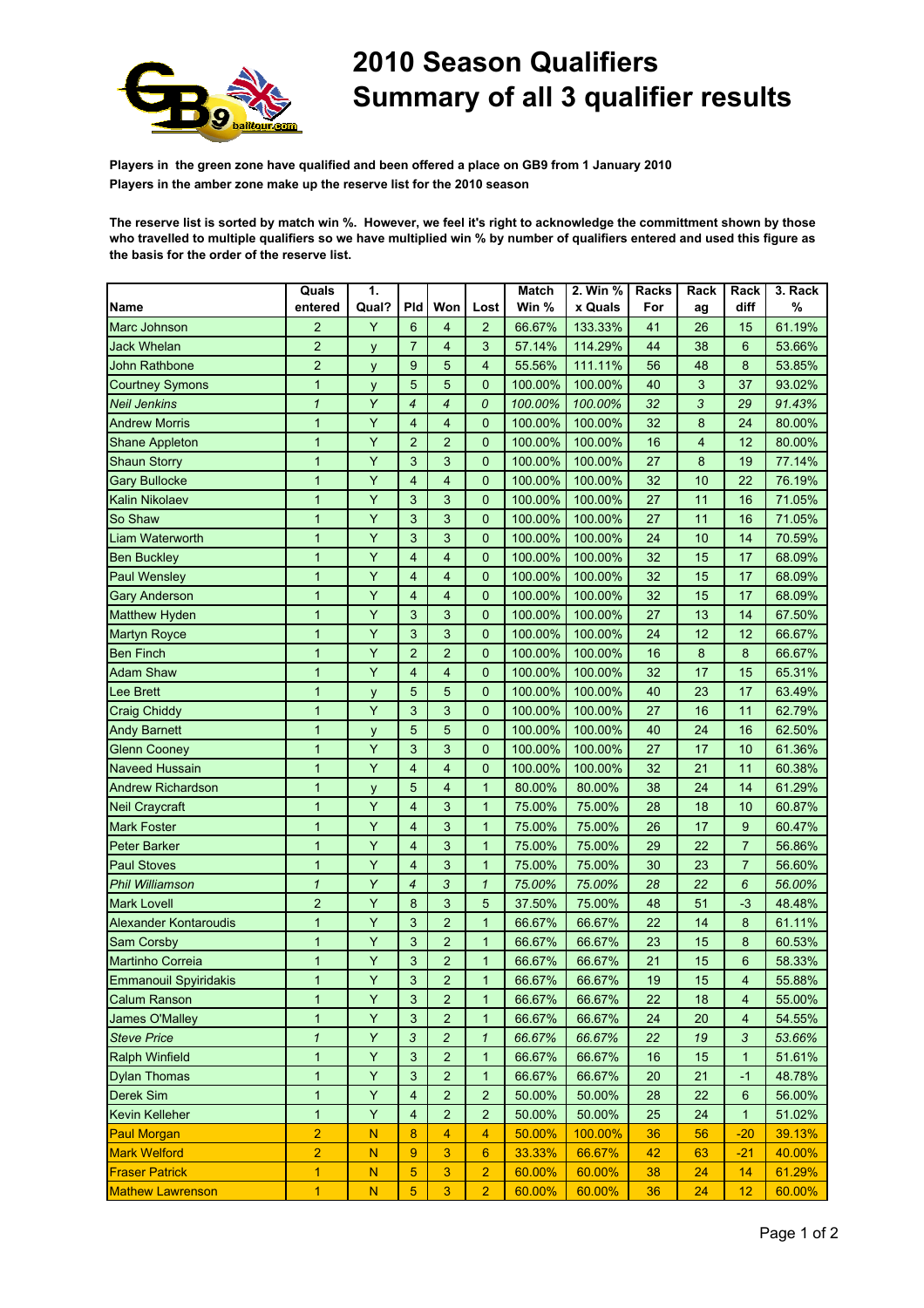# 2010 Season Qualifiers
# Summary of all 3 qualifier results

**Players in the green zone have qualified and been offered a place on GB9 from 1 January 2010**

**Players in the amber zone make up the reserve list for the 2010 season**

**The reserve list is sorted by match win %. However, we feel it's right to acknowledge the committment shown by those who travelled to multiple qualifiers so we have multiplied win % by number of qualifiers entered and used this figure as the basis for the order of the reserve list.**

| Name | Quals entered | 1. Qual? | Pld | Won | Lost | Match Win % | 2. Win % x Quals | Racks For | Rack ag | Rack diff | 3. Rack % |
|---|---|---|---|---|---|---|---|---|---|---|---|
| Marc Johnson | 2 | Y | 6 | 4 | 2 | 66.67% | 133.33% | 41 | 26 | 15 | 61.19% |
| Jack Whelan | 2 | y | 7 | 4 | 3 | 57.14% | 114.29% | 44 | 38 | 6 | 53.66% |
| John Rathbone | 2 | y | 9 | 5 | 4 | 55.56% | 111.11% | 56 | 48 | 8 | 53.85% |
| Courtney Symons | 1 | y | 5 | 5 | 0 | 100.00% | 100.00% | 40 | 3 | 37 | 93.02% |
| *Neil Jenkins* | *1* | *Y* | *4* | *4* | *0* | *100.00%* | *100.00%* | *32* | *3* | *29* | *91.43%* |
| Andrew Morris | 1 | Y | 4 | 4 | 0 | 100.00% | 100.00% | 32 | 8 | 24 | 80.00% |
| Shane Appleton | 1 | Y | 2 | 2 | 0 | 100.00% | 100.00% | 16 | 4 | 12 | 80.00% |
| Shaun Storry | 1 | Y | 3 | 3 | 0 | 100.00% | 100.00% | 27 | 8 | 19 | 77.14% |
| Gary Bullocke | 1 | Y | 4 | 4 | 0 | 100.00% | 100.00% | 32 | 10 | 22 | 76.19% |
| Kalin Nikolaev | 1 | Y | 3 | 3 | 0 | 100.00% | 100.00% | 27 | 11 | 16 | 71.05% |
| So Shaw | 1 | Y | 3 | 3 | 0 | 100.00% | 100.00% | 27 | 11 | 16 | 71.05% |
| Liam Waterworth | 1 | Y | 3 | 3 | 0 | 100.00% | 100.00% | 24 | 10 | 14 | 70.59% |
| Ben Buckley | 1 | Y | 4 | 4 | 0 | 100.00% | 100.00% | 32 | 15 | 17 | 68.09% |
| Paul Wensley | 1 | Y | 4 | 4 | 0 | 100.00% | 100.00% | 32 | 15 | 17 | 68.09% |
| Gary Anderson | 1 | Y | 4 | 4 | 0 | 100.00% | 100.00% | 32 | 15 | 17 | 68.09% |
| Matthew Hyden | 1 | Y | 3 | 3 | 0 | 100.00% | 100.00% | 27 | 13 | 14 | 67.50% |
| Martyn Royce | 1 | Y | 3 | 3 | 0 | 100.00% | 100.00% | 24 | 12 | 12 | 66.67% |
| Ben Finch | 1 | Y | 2 | 2 | 0 | 100.00% | 100.00% | 16 | 8 | 8 | 66.67% |
| Adam Shaw | 1 | Y | 4 | 4 | 0 | 100.00% | 100.00% | 32 | 17 | 15 | 65.31% |
| Lee Brett | 1 | y | 5 | 5 | 0 | 100.00% | 100.00% | 40 | 23 | 17 | 63.49% |
| Craig Chiddy | 1 | Y | 3 | 3 | 0 | 100.00% | 100.00% | 27 | 16 | 11 | 62.79% |
| Andy Barnett | 1 | y | 5 | 5 | 0 | 100.00% | 100.00% | 40 | 24 | 16 | 62.50% |
| Glenn Cooney | 1 | Y | 3 | 3 | 0 | 100.00% | 100.00% | 27 | 17 | 10 | 61.36% |
| Naveed Hussain | 1 | Y | 4 | 4 | 0 | 100.00% | 100.00% | 32 | 21 | 11 | 60.38% |
| Andrew Richardson | 1 | y | 5 | 4 | 1 | 80.00% | 80.00% | 38 | 24 | 14 | 61.29% |
| Neil Craycraft | 1 | Y | 4 | 3 | 1 | 75.00% | 75.00% | 28 | 18 | 10 | 60.87% |
| Mark Foster | 1 | Y | 4 | 3 | 1 | 75.00% | 75.00% | 26 | 17 | 9 | 60.47% |
| Peter Barker | 1 | Y | 4 | 3 | 1 | 75.00% | 75.00% | 29 | 22 | 7 | 56.86% |
| Paul Stoves | 1 | Y | 4 | 3 | 1 | 75.00% | 75.00% | 30 | 23 | 7 | 56.60% |
| *Phil Williamson* | *1* | *Y* | *4* | *3* | *1* | *75.00%* | *75.00%* | *28* | *22* | *6* | *56.00%* |
| Mark Lovell | 2 | Y | 8 | 3 | 5 | 37.50% | 75.00% | 48 | 51 | -3 | 48.48% |
| Alexander Kontaroudis | 1 | Y | 3 | 2 | 1 | 66.67% | 66.67% | 22 | 14 | 8 | 61.11% |
| Sam Corsby | 1 | Y | 3 | 2 | 1 | 66.67% | 66.67% | 23 | 15 | 8 | 60.53% |
| Martinho Correia | 1 | Y | 3 | 2 | 1 | 66.67% | 66.67% | 21 | 15 | 6 | 58.33% |
| Emmanouil Spyiridakis | 1 | Y | 3 | 2 | 1 | 66.67% | 66.67% | 19 | 15 | 4 | 55.88% |
| Calum Ranson | 1 | Y | 3 | 2 | 1 | 66.67% | 66.67% | 22 | 18 | 4 | 55.00% |
| James O'Malley | 1 | Y | 3 | 2 | 1 | 66.67% | 66.67% | 24 | 20 | 4 | 54.55% |
| *Steve Price* | *1* | *Y* | *3* | *2* | *1* | *66.67%* | *66.67%* | *22* | *19* | *3* | *53.66%* |
| Ralph Winfield | 1 | Y | 3 | 2 | 1 | 66.67% | 66.67% | 16 | 15 | 1 | 51.61% |
| Dylan Thomas | 1 | Y | 3 | 2 | 1 | 66.67% | 66.67% | 20 | 21 | -1 | 48.78% |
| Derek Sim | 1 | Y | 4 | 2 | 2 | 50.00% | 50.00% | 28 | 22 | 6 | 56.00% |
| Kevin Kelleher | 1 | Y | 4 | 2 | 2 | 50.00% | 50.00% | 25 | 24 | 1 | 51.02% |
| Paul Morgan | 2 | N | 8 | 4 | 4 | 50.00% | 100.00% | 36 | 56 | -20 | 39.13% |
| Mark Welford | 2 | N | 9 | 3 | 6 | 33.33% | 66.67% | 42 | 63 | -21 | 40.00% |
| Fraser Patrick | 1 | N | 5 | 3 | 2 | 60.00% | 60.00% | 38 | 24 | 14 | 61.29% |
| Mathew Lawrenson | 1 | N | 5 | 3 | 2 | 60.00% | 60.00% | 36 | 24 | 12 | 60.00% |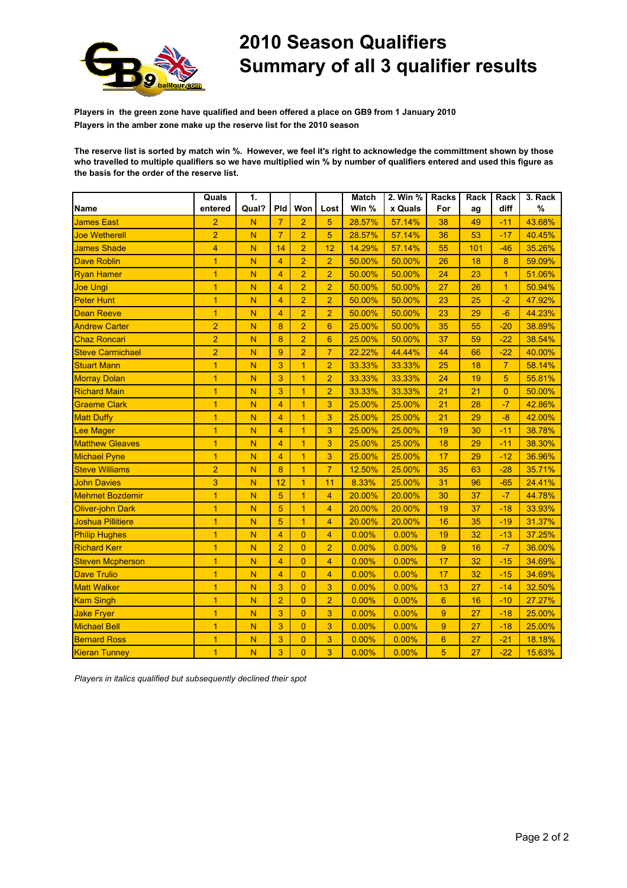# 2010 Season Qualifiers
# Summary of all 3 qualifier results

**Players in the green zone have qualified and been offered a place on GB9 from 1 January 2010**

**Players in the amber zone make up the reserve list for the 2010 season**

**The reserve list is sorted by match win %. However, we feel it's right to acknowledge the committment shown by those who travelled to multiple qualifiers so we have multiplied win % by number of qualifiers entered and used this figure as the basis for the order of the reserve list.**

| Name | Quals entered | 1. Qual? | Pld | Won | Lost | Match Win % | 2. Win % x Quals | Racks For | Rack ag | Rack diff | 3. Rack % |
|---|---|---|---|---|---|---|---|---|---|---|---|
| James East | 2 | N | 7 | 2 | 5 | 28.57% | 57.14% | 38 | 49 | -11 | 43.68% |
| Joe Wetherell | 2 | N | 7 | 2 | 5 | 28.57% | 57.14% | 36 | 53 | -17 | 40.45% |
| James Shade | 4 | N | 14 | 2 | 12 | 14.29% | 57.14% | 55 | 101 | -46 | 35.26% |
| Dave Roblin | 1 | N | 4 | 2 | 2 | 50.00% | 50.00% | 26 | 18 | 8 | 59.09% |
| Ryan Hamer | 1 | N | 4 | 2 | 2 | 50.00% | 50.00% | 24 | 23 | 1 | 51.06% |
| Joe Ungi | 1 | N | 4 | 2 | 2 | 50.00% | 50.00% | 27 | 26 | 1 | 50.94% |
| Peter Hunt | 1 | N | 4 | 2 | 2 | 50.00% | 50.00% | 23 | 25 | -2 | 47.92% |
| Dean Reeve | 1 | N | 4 | 2 | 2 | 50.00% | 50.00% | 23 | 29 | -6 | 44.23% |
| Andrew Carter | 2 | N | 8 | 2 | 6 | 25.00% | 50.00% | 35 | 55 | -20 | 38.89% |
| Chaz Roncari | 2 | N | 8 | 2 | 6 | 25.00% | 50.00% | 37 | 59 | -22 | 38.54% |
| Steve Carmichael | 2 | N | 9 | 2 | 7 | 22.22% | 44.44% | 44 | 66 | -22 | 40.00% |
| Stuart Mann | 1 | N | 3 | 1 | 2 | 33.33% | 33.33% | 25 | 18 | 7 | 58.14% |
| Morray Dolan | 1 | N | 3 | 1 | 2 | 33.33% | 33.33% | 24 | 19 | 5 | 55.81% |
| Richard Main | 1 | N | 3 | 1 | 2 | 33.33% | 33.33% | 21 | 21 | 0 | 50.00% |
| Graeme Clark | 1 | N | 4 | 1 | 3 | 25.00% | 25.00% | 21 | 28 | -7 | 42.86% |
| Matt Duffy | 1 | N | 4 | 1 | 3 | 25.00% | 25.00% | 21 | 29 | -8 | 42.00% |
| Lee Mager | 1 | N | 4 | 1 | 3 | 25.00% | 25.00% | 19 | 30 | -11 | 38.78% |
| Matthew Gleaves | 1 | N | 4 | 1 | 3 | 25.00% | 25.00% | 18 | 29 | -11 | 38.30% |
| Michael Pyne | 1 | N | 4 | 1 | 3 | 25.00% | 25.00% | 17 | 29 | -12 | 36.96% |
| Steve Williams | 2 | N | 8 | 1 | 7 | 12.50% | 25.00% | 35 | 63 | -28 | 35.71% |
| John Davies | 3 | N | 12 | 1 | 11 | 8.33% | 25.00% | 31 | 96 | -65 | 24.41% |
| Mehmet Bozdemir | 1 | N | 5 | 1 | 4 | 20.00% | 20.00% | 30 | 37 | -7 | 44.78% |
| Oliver-john Dark | 1 | N | 5 | 1 | 4 | 20.00% | 20.00% | 19 | 37 | -18 | 33.93% |
| Joshua Pillitiere | 1 | N | 5 | 1 | 4 | 20.00% | 20.00% | 16 | 35 | -19 | 31.37% |
| Philip Hughes | 1 | N | 4 | 0 | 4 | 0.00% | 0.00% | 19 | 32 | -13 | 37.25% |
| Richard Kerr | 1 | N | 2 | 0 | 2 | 0.00% | 0.00% | 9 | 16 | -7 | 36.00% |
| Steven Mcpherson | 1 | N | 4 | 0 | 4 | 0.00% | 0.00% | 17 | 32 | -15 | 34.69% |
| Dave Trulio | 1 | N | 4 | 0 | 4 | 0.00% | 0.00% | 17 | 32 | -15 | 34.69% |
| Matt Walker | 1 | N | 3 | 0 | 3 | 0.00% | 0.00% | 13 | 27 | -14 | 32.50% |
| Kam Singh | 1 | N | 2 | 0 | 2 | 0.00% | 0.00% | 6 | 16 | -10 | 27.27% |
| Jake Fryer | 1 | N | 3 | 0 | 3 | 0.00% | 0.00% | 9 | 27 | -18 | 25.00% |
| Michael Bell | 1 | N | 3 | 0 | 3 | 0.00% | 0.00% | 9 | 27 | -18 | 25.00% |
| Bernard Ross | 1 | N | 3 | 0 | 3 | 0.00% | 0.00% | 6 | 27 | -21 | 18.18% |
| Kieran Tunney | 1 | N | 3 | 0 | 3 | 0.00% | 0.00% | 5 | 27 | -22 | 15.63% |

*Players in italics qualified but subsequently declined their spot*